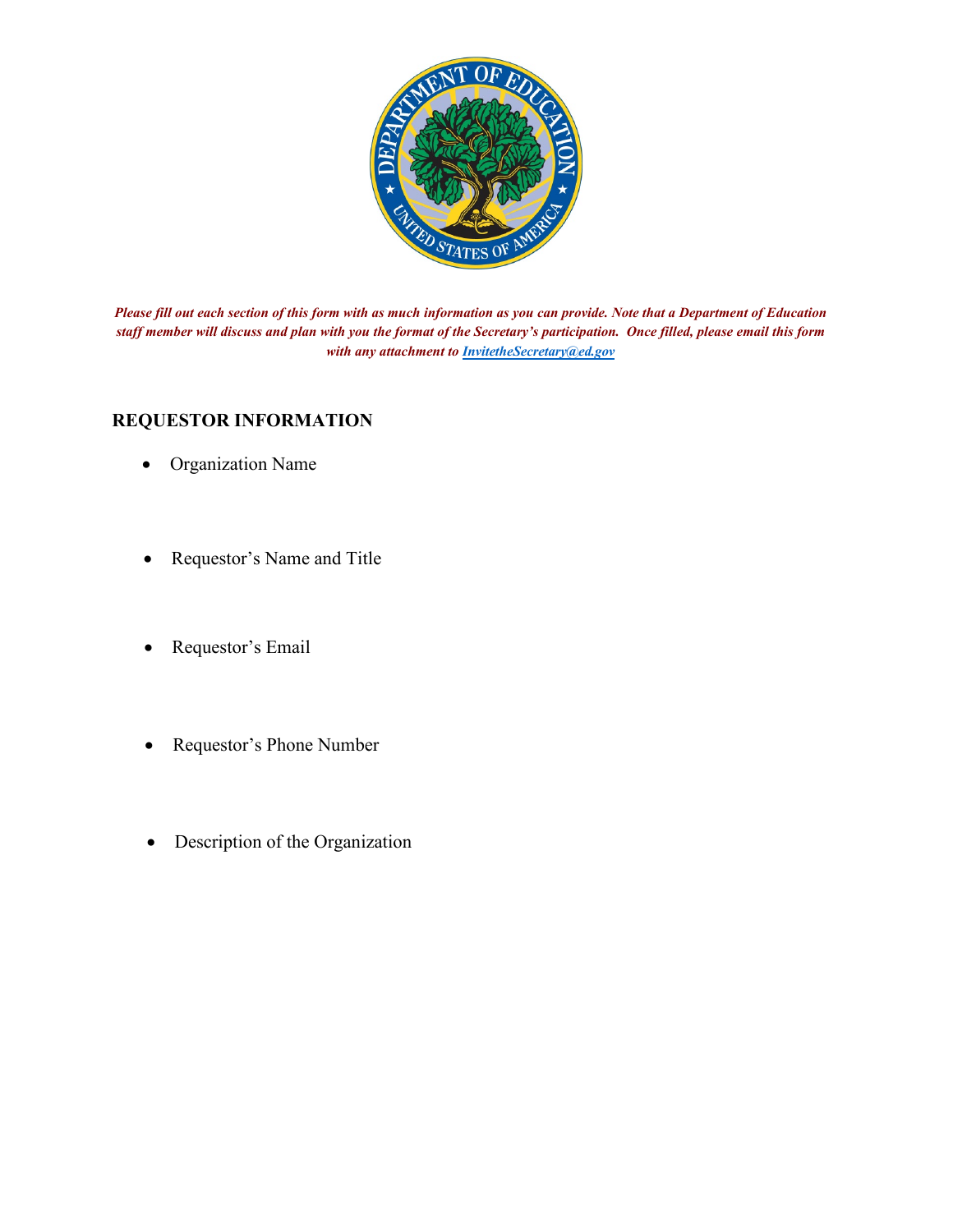***Please fill out each section of this form with as much information as you can provide. Note that a Department of Education staff member will discuss and plan with you the format of the Secretary's participation. Once filled, please email this form with any attachment to [InvitetheSecretary@ed.gov](mailto:InvitetheSecretary@ed.gov)***

## REQUESTOR INFORMATION

- Organization Name

- Requestor's Name and Title

- Requestor's Email

- Requestor's Phone Number

- Description of the Organization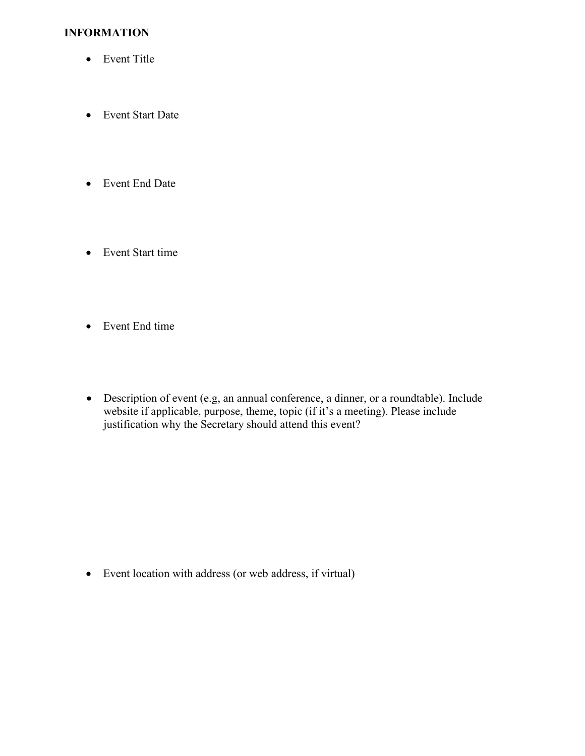**INFORMATION**

- Event Title
- Event Start Date
- Event End Date
- Event Start time
- Event End time
- Description of event (e.g, an annual conference, a dinner, or a roundtable). Include website if applicable, purpose, theme, topic (if it's a meeting). Please include justification why the Secretary should attend this event?
- Event location with address (or web address, if virtual)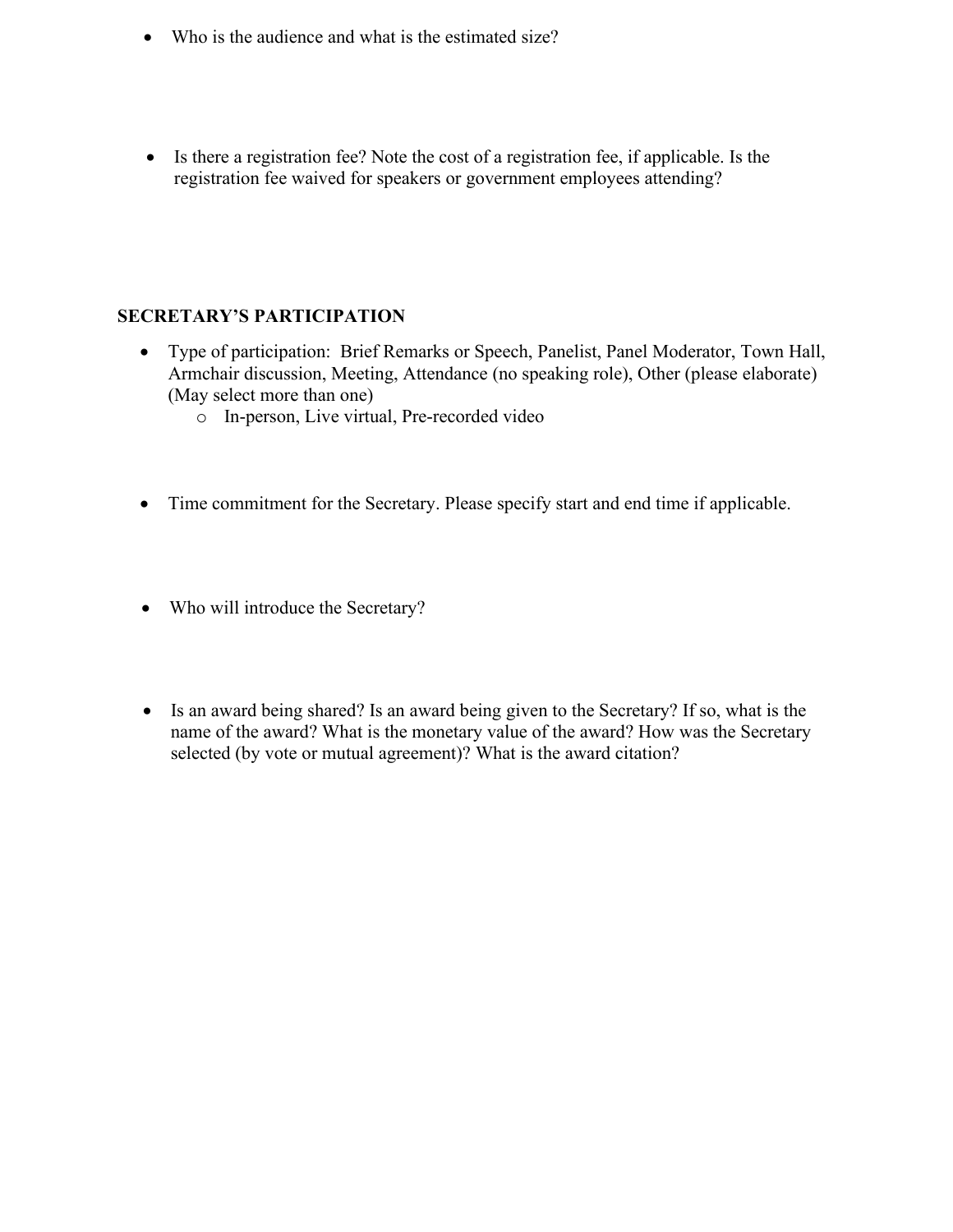- Who is the audience and what is the estimated size?

- Is there a registration fee? Note the cost of a registration fee, if applicable. Is the registration fee waived for speakers or government employees attending?

**SECRETARY'S PARTICIPATION**

- Type of participation: Brief Remarks or Speech, Panelist, Panel Moderator, Town Hall, Armchair discussion, Meeting, Attendance (no speaking role), Other (please elaborate) (May select more than one)
    - In-person, Live virtual, Pre-recorded video

- Time commitment for the Secretary. Please specify start and end time if applicable.

- Who will introduce the Secretary?

- Is an award being shared? Is an award being given to the Secretary? If so, what is the name of the award? What is the monetary value of the award? How was the Secretary selected (by vote or mutual agreement)? What is the award citation?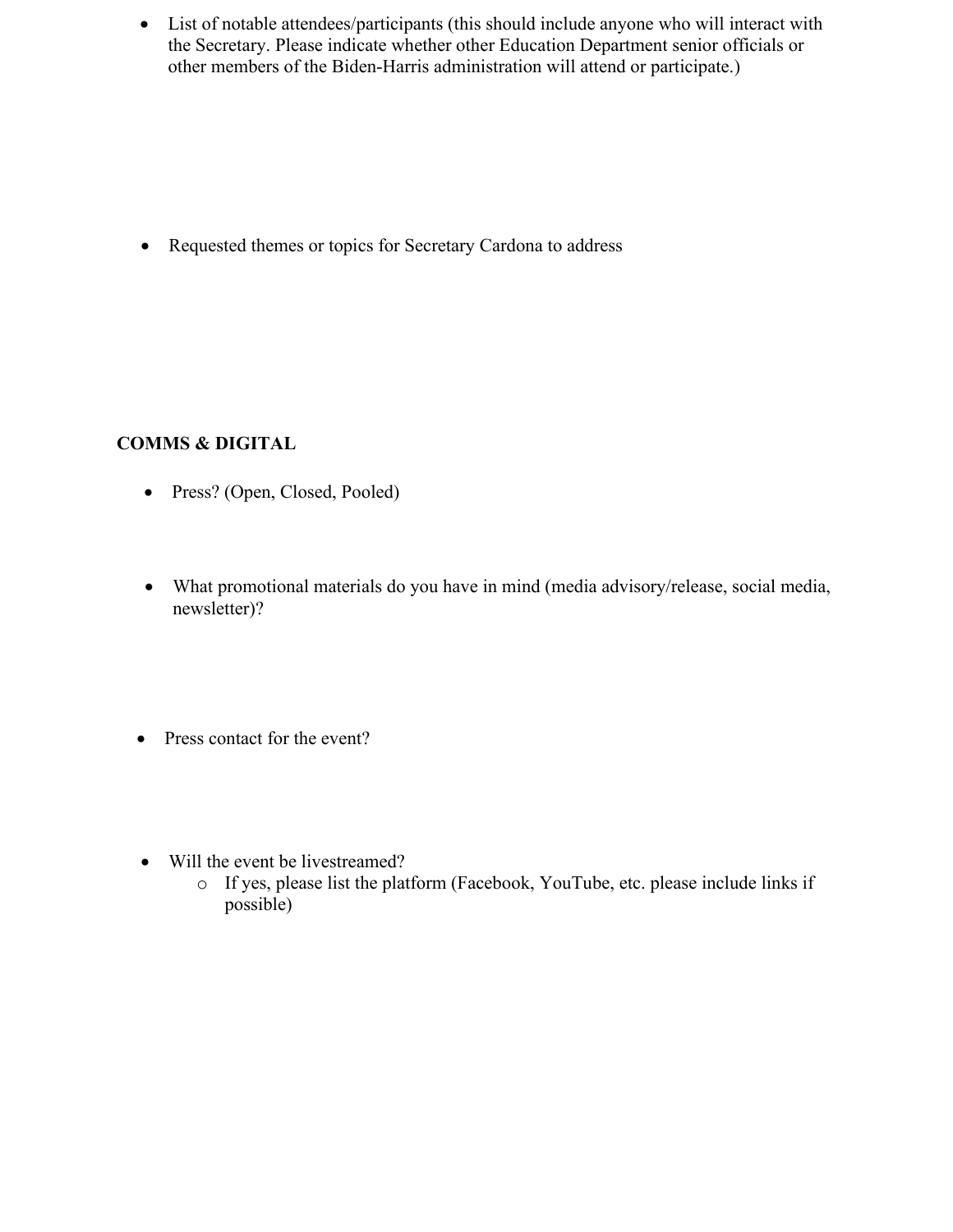- List of notable attendees/participants (this should include anyone who will interact with the Secretary. Please indicate whether other Education Department senior officials or other members of the Biden-Harris administration will attend or participate.)

- Requested themes or topics for Secretary Cardona to address

**COMMS & DIGITAL**

- Press? (Open, Closed, Pooled)

- What promotional materials do you have in mind (media advisory/release, social media, newsletter)?

- Press contact for the event?

- Will the event be livestreamed?
    - If yes, please list the platform (Facebook, YouTube, etc. please include links if possible)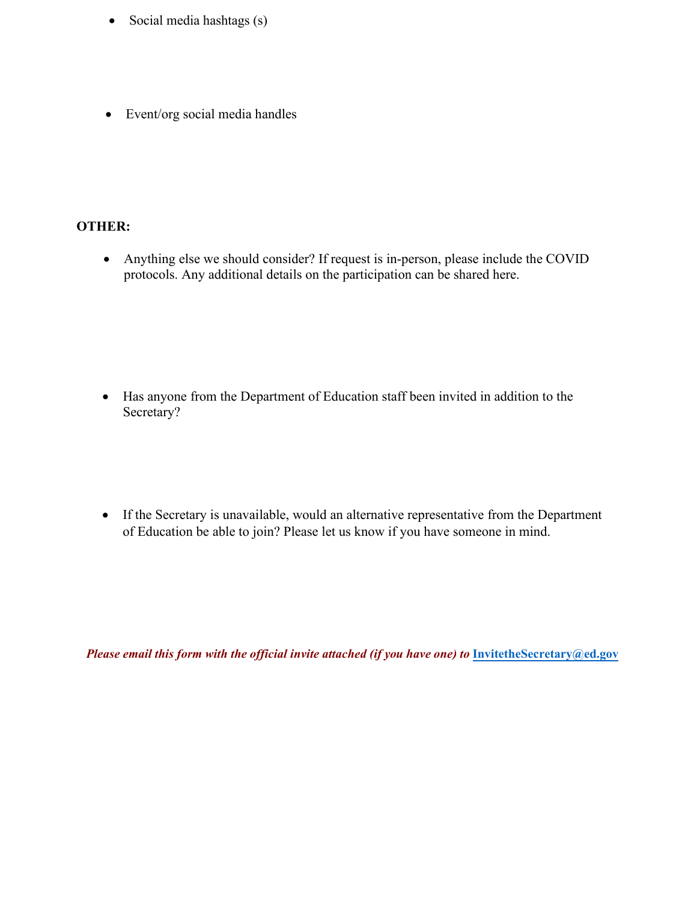- Social media hashtags (s)

- Event/org social media handles

**OTHER:**

- Anything else we should consider? If request is in-person, please include the COVID protocols. Any additional details on the participation can be shared here.

- Has anyone from the Department of Education staff been invited in addition to the Secretary?

- If the Secretary is unavailable, would an alternative representative from the Department of Education be able to join? Please let us know if you have someone in mind.

***Please email this form with the official invite attached (if you have one) to* [InvitetheSecretary@ed.gov](mailto:InvitetheSecretary@ed.gov)**